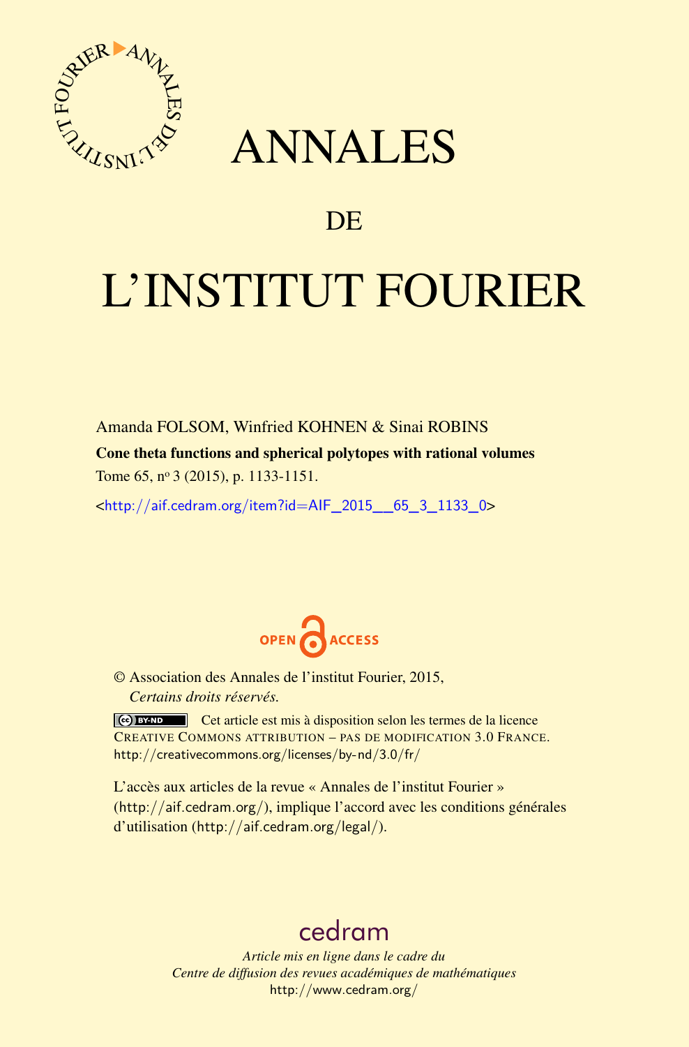# ANNALES

## DE

# L'INSTITUT FOURIER

Amanda FOLSOM, Winfried KOHNEN & Sinai ROBINS

**Cone theta functions and spherical polytopes with rational volumes**

Tome 65, nº 3 (2015), p. 1133-1151.

<http://aif.cedram.org/item?id=AIF_2015__65_3_1133_0>

OPEN ACCESS

© Association des Annales de l'institut Fourier, 2015,
*Certains droits réservés.*

Cet article est mis à disposition selon les termes de la licence CREATIVE COMMONS ATTRIBUTION – PAS DE MODIFICATION 3.0 FRANCE.
http://creativecommons.org/licenses/by-nd/3.0/fr/

L'accès aux articles de la revue « Annales de l'institut Fourier » (http://aif.cedram.org/), implique l'accord avec les conditions générales d'utilisation (http://aif.cedram.org/legal/).

cedram

*Article mis en ligne dans le cadre du*
*Centre de diffusion des revues académiques de mathématiques*
http://www.cedram.org/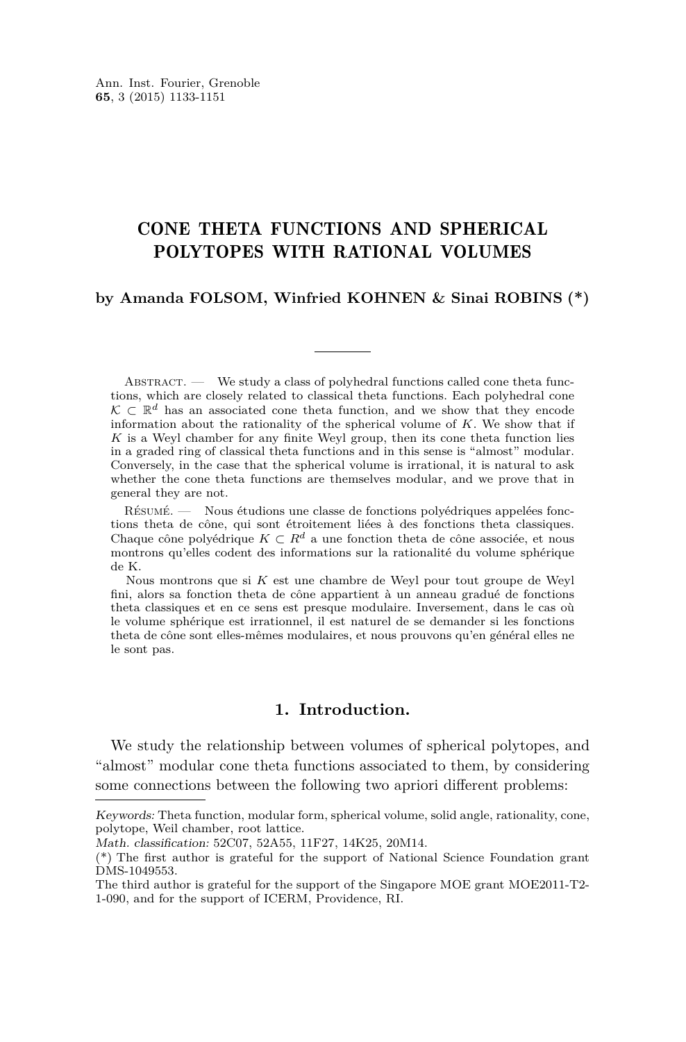# CONE THETA FUNCTIONS AND SPHERICAL POLYTOPES WITH RATIONAL VOLUMES

**by Amanda FOLSOM, Winfried KOHNEN & Sinai ROBINS (\*)**

Abstract. — We study a class of polyhedral functions called cone theta functions, which are closely related to classical theta functions. Each polyhedral cone $\mathcal{K} \subset \mathbb{R}^d$ has an associated cone theta function, and we show that they encode information about the rationality of the spherical volume of $K$. We show that if $K$ is a Weyl chamber for any finite Weyl group, then its cone theta function lies in a graded ring of classical theta functions and in this sense is "almost" modular. Conversely, in the case that the spherical volume is irrational, it is natural to ask whether the cone theta functions are themselves modular, and we prove that in general they are not.

Résumé. — Nous étudions une classe de fonctions polyédriques appelées fonctions theta de cône, qui sont étroitement liées à des fonctions theta classiques. Chaque cône polyédrique $K \subset R^d$ a une fonction theta de cône associée, et nous montrons qu'elles codent des informations sur la rationalité du volume sphérique de K.

Nous montrons que si $K$ est une chambre de Weyl pour tout groupe de Weyl fini, alors sa fonction theta de cône appartient à un anneau gradué de fonctions theta classiques et en ce sens est presque modulaire. Inversement, dans le cas où le volume sphérique est irrationnel, il est naturel de se demander si les fonctions theta de cône sont elles-mêmes modulaires, et nous prouvons qu'en général elles ne le sont pas.

## 1. Introduction.

We study the relationship between volumes of spherical polytopes, and "almost" modular cone theta functions associated to them, by considering some connections between the following two apriori different problems:

---

*Keywords:* Theta function, modular form, spherical volume, solid angle, rationality, cone, polytope, Weil chamber, root lattice.

*Math. classification:* 52C07, 52A55, 11F27, 14K25, 20M14.

(\*) The first author is grateful for the support of National Science Foundation grant DMS-1049553.

The third author is grateful for the support of the Singapore MOE grant MOE2011-T2-1-090, and for the support of ICERM, Providence, RI.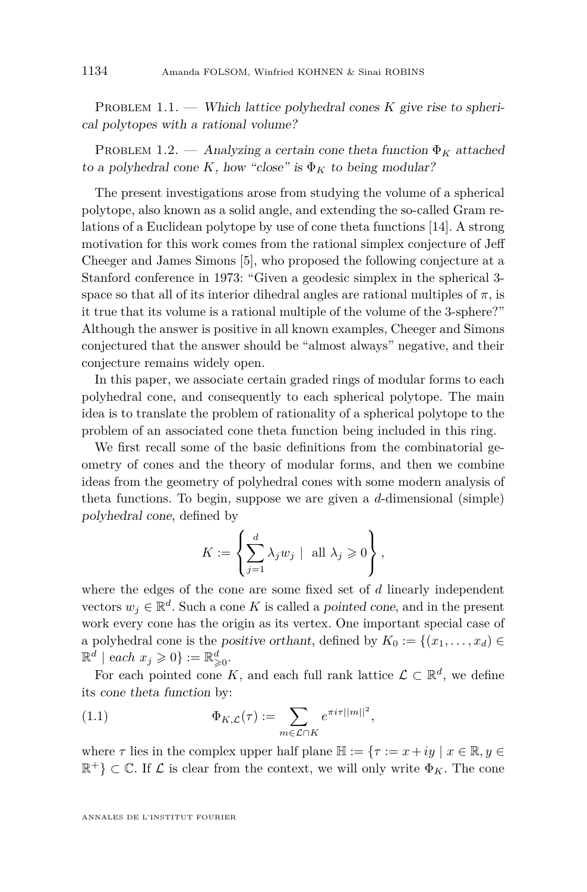Problem 1.1. — *Which lattice polyhedral cones $K$ give rise to spherical polytopes with a rational volume?*

Problem 1.2. — *Analyzing a certain cone theta function $\Phi_K$ attached to a polyhedral cone $K$, how "close" is $\Phi_K$ to being modular?*

The present investigations arose from studying the volume of a spherical polytope, also known as a solid angle, and extending the so-called Gram relations of a Euclidean polytope by use of cone theta functions [14]. A strong motivation for this work comes from the rational simplex conjecture of Jeff Cheeger and James Simons [5], who proposed the following conjecture at a Stanford conference in 1973: "Given a geodesic simplex in the spherical 3-space so that all of its interior dihedral angles are rational multiples of $\pi$, is it true that its volume is a rational multiple of the volume of the 3-sphere?" Although the answer is positive in all known examples, Cheeger and Simons conjectured that the answer should be "almost always" negative, and their conjecture remains widely open.

In this paper, we associate certain graded rings of modular forms to each polyhedral cone, and consequently to each spherical polytope. The main idea is to translate the problem of rationality of a spherical polytope to the problem of an associated cone theta function being included in this ring.

We first recall some of the basic definitions from the combinatorial geometry of cones and the theory of modular forms, and then we combine ideas from the geometry of polyhedral cones with some modern analysis of theta functions. To begin, suppose we are given a $d$-dimensional (simple) *polyhedral cone*, defined by

$$K := \left\{ \sum_{j=1}^{d} \lambda_j w_j \mid \text{ all } \lambda_j \geqslant 0 \right\},$$

where the edges of the cone are some fixed set of $d$ linearly independent vectors $w_j \in \mathbb{R}^d$. Such a cone $K$ is called a *pointed cone*, and in the present work every cone has the origin as its vertex. One important special case of a polyhedral cone is the *positive orthant*, defined by $K_0 := \{(x_1, \ldots, x_d) \in \mathbb{R}^d \mid \text{each } x_j \geqslant 0\} := \mathbb{R}^d_{\geqslant 0}$.

For each pointed cone $K$, and each full rank lattice $\mathcal{L} \subset \mathbb{R}^d$, we define its *cone theta function* by:

$$\Phi_{K,\mathcal{L}}(\tau) := \sum_{m \in \mathcal{L} \cap K} e^{\pi i \tau ||m||^2}, \tag{1.1}$$

where $\tau$ lies in the complex upper half plane $\mathbb{H} := \{\tau := x + iy \mid x \in \mathbb{R}, y \in \mathbb{R}^+\} \subset \mathbb{C}$. If $\mathcal{L}$ is clear from the context, we will only write $\Phi_K$. The cone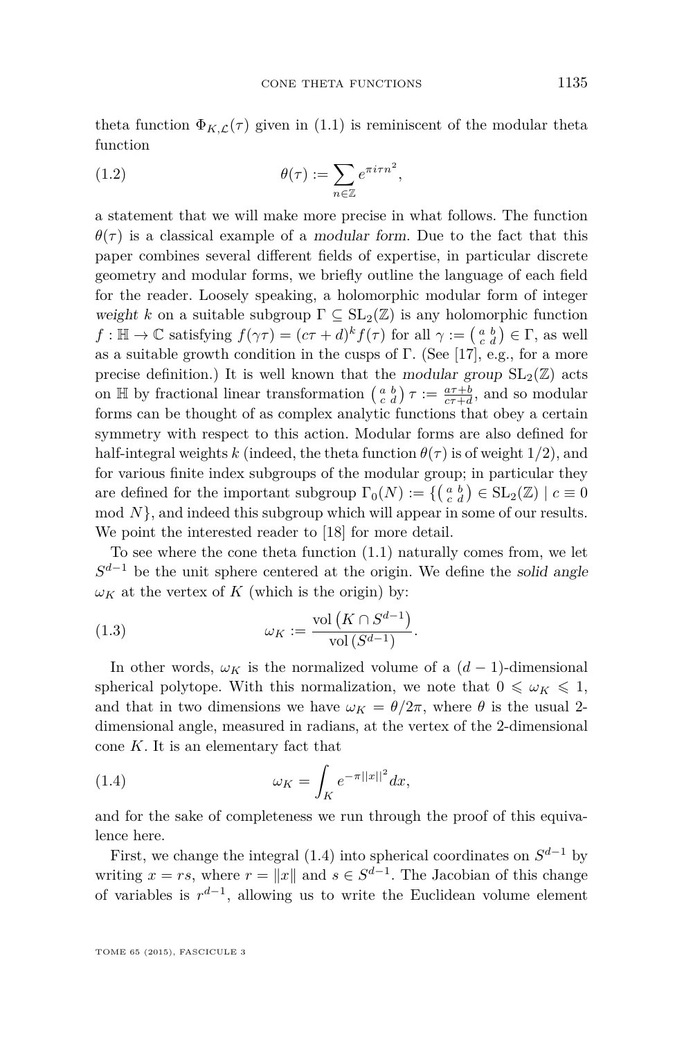theta function $\Phi_{K,\mathcal{L}}(\tau)$ given in (1.1) is reminiscent of the modular theta function

$$\theta(\tau) := \sum_{n \in \mathbb{Z}} e^{\pi i \tau n^2}, \tag{1.2}$$

a statement that we will make more precise in what follows. The function $\theta(\tau)$ is a classical example of a *modular form*. Due to the fact that this paper combines several different fields of expertise, in particular discrete geometry and modular forms, we briefly outline the language of each field for the reader. Loosely speaking, a holomorphic modular form of integer *weight* $k$ on a suitable subgroup $\Gamma \subseteq \mathrm{SL}_2(\mathbb{Z})$ is any holomorphic function $f : \mathbb{H} \to \mathbb{C}$ satisfying $f(\gamma\tau) = (c\tau + d)^k f(\tau)$ for all $\gamma := \left(\begin{smallmatrix} a & b \\ c & d \end{smallmatrix}\right) \in \Gamma$, as well as a suitable growth condition in the cusps of $\Gamma$. (See [17], e.g., for a more precise definition.) It is well known that the *modular group* $\mathrm{SL}_2(\mathbb{Z})$ acts on $\mathbb{H}$ by fractional linear transformation $\left(\begin{smallmatrix} a & b \\ c & d \end{smallmatrix}\right) \tau := \frac{a\tau+b}{c\tau+d}$, and so modular forms can be thought of as complex analytic functions that obey a certain symmetry with respect to this action. Modular forms are also defined for half-integral weights $k$ (indeed, the theta function $\theta(\tau)$ is of weight $1/2$), and for various finite index subgroups of the modular group; in particular they are defined for the important subgroup $\Gamma_0(N) := \{\left(\begin{smallmatrix} a & b \\ c & d \end{smallmatrix}\right) \in \mathrm{SL}_2(\mathbb{Z}) \mid c \equiv 0 \mod N\}$, and indeed this subgroup which will appear in some of our results. We point the interested reader to [18] for more detail.

To see where the cone theta function (1.1) naturally comes from, we let $S^{d-1}$ be the unit sphere centered at the origin. We define the *solid angle* $\omega_K$ at the vertex of $K$ (which is the origin) by:

$$\omega_K := \frac{\mathrm{vol}\left(K \cap S^{d-1}\right)}{\mathrm{vol}\left(S^{d-1}\right)}. \tag{1.3}$$

In other words, $\omega_K$ is the normalized volume of a $(d-1)$-dimensional spherical polytope. With this normalization, we note that $0 \leqslant \omega_K \leqslant 1$, and that in two dimensions we have $\omega_K = \theta/2\pi$, where $\theta$ is the usual 2-dimensional angle, measured in radians, at the vertex of the 2-dimensional cone $K$. It is an elementary fact that

$$\omega_K = \int_K e^{-\pi ||x||^2} dx, \tag{1.4}$$

and for the sake of completeness we run through the proof of this equivalence here.

First, we change the integral (1.4) into spherical coordinates on $S^{d-1}$ by writing $x = rs$, where $r = \|x\|$ and $s \in S^{d-1}$. The Jacobian of this change of variables is $r^{d-1}$, allowing us to write the Euclidean volume element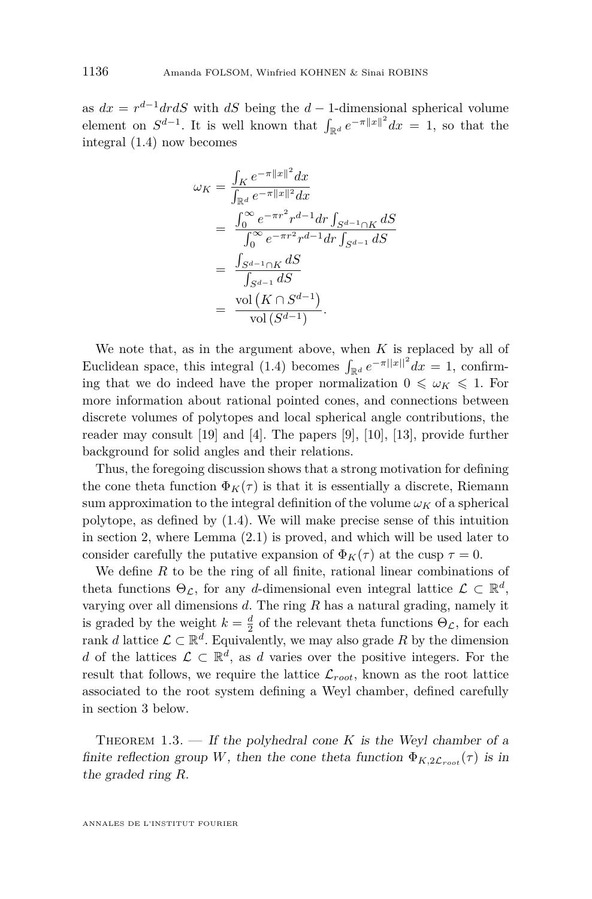as $dx = r^{d-1} dr dS$ with $dS$ being the $d-1$-dimensional spherical volume element on $S^{d-1}$. It is well known that $\int_{\mathbb{R}^d} e^{-\pi\|x\|^2} dx = 1$, so that the integral (1.4) now becomes

$$
\begin{aligned}
\omega_K &= \frac{\int_K e^{-\pi\|x\|^2} dx}{\int_{\mathbb{R}^d} e^{-\pi\|x\|^2} dx} \\
&= \frac{\int_0^\infty e^{-\pi r^2} r^{d-1} dr \int_{S^{d-1}\cap K} dS}{\int_0^\infty e^{-\pi r^2} r^{d-1} dr \int_{S^{d-1}} dS} \\
&= \frac{\int_{S^{d-1}\cap K} dS}{\int_{S^{d-1}} dS} \\
&= \frac{\operatorname{vol}\left(K \cap S^{d-1}\right)}{\operatorname{vol}\left(S^{d-1}\right)}.
\end{aligned}
$$

We note that, as in the argument above, when $K$ is replaced by all of Euclidean space, this integral (1.4) becomes $\int_{\mathbb{R}^d} e^{-\pi||x||^2} dx = 1$, confirming that we do indeed have the proper normalization $0 \leqslant \omega_K \leqslant 1$. For more information about rational pointed cones, and connections between discrete volumes of polytopes and local spherical angle contributions, the reader may consult [19] and [4]. The papers [9], [10], [13], provide further background for solid angles and their relations.

Thus, the foregoing discussion shows that a strong motivation for defining the cone theta function $\Phi_K(\tau)$ is that it is essentially a discrete, Riemann sum approximation to the integral definition of the volume $\omega_K$ of a spherical polytope, as defined by (1.4). We will make precise sense of this intuition in section 2, where Lemma (2.1) is proved, and which will be used later to consider carefully the putative expansion of $\Phi_K(\tau)$ at the cusp $\tau = 0$.

We define $R$ to be the ring of all finite, rational linear combinations of theta functions $\Theta_{\mathcal{L}}$, for any $d$-dimensional even integral lattice $\mathcal{L} \subset \mathbb{R}^d$, varying over all dimensions $d$. The ring $R$ has a natural grading, namely it is graded by the weight $k = \frac{d}{2}$ of the relevant theta functions $\Theta_{\mathcal{L}}$, for each rank $d$ lattice $\mathcal{L} \subset \mathbb{R}^d$. Equivalently, we may also grade $R$ by the dimension $d$ of the lattices $\mathcal{L} \subset \mathbb{R}^d$, as $d$ varies over the positive integers. For the result that follows, we require the lattice $\mathcal{L}_{root}$, known as the root lattice associated to the root system defining a Weyl chamber, defined carefully in section 3 below.

Theorem 1.3. — *If the polyhedral cone $K$ is the Weyl chamber of a finite reflection group $W$, then the cone theta function $\Phi_{K,2\mathcal{L}_{root}}(\tau)$ is in the graded ring $R$.*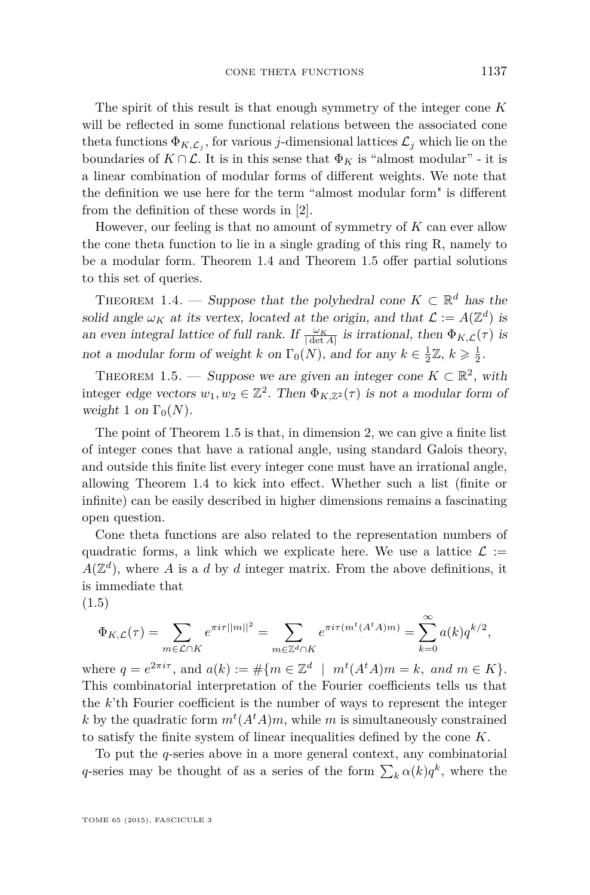The spirit of this result is that enough symmetry of the integer cone $K$ will be reflected in some functional relations between the associated cone theta functions $\Phi_{K,\mathcal{L}_j}$, for various $j$-dimensional lattices $\mathcal{L}_j$ which lie on the boundaries of $K \cap \mathcal{L}$. It is in this sense that $\Phi_K$ is "almost modular" - it is a linear combination of modular forms of different weights. We note that the definition we use here for the term "almost modular form" is different from the definition of these words in [2].

However, our feeling is that no amount of symmetry of $K$ can ever allow the cone theta function to lie in a single grading of this ring R, namely to be a modular form. Theorem 1.4 and Theorem 1.5 offer partial solutions to this set of queries.

Theorem 1.4. — *Suppose that the polyhedral cone $K \subset \mathbb{R}^d$ has the solid angle $\omega_K$ at its vertex, located at the origin, and that $\mathcal{L} := A(\mathbb{Z}^d)$ is an even integral lattice of full rank. If $\frac{\omega_K}{|\det A|}$ is irrational, then $\Phi_{K,\mathcal{L}}(\tau)$ is not a modular form of weight $k$ on $\Gamma_0(N)$, and for any $k \in \frac{1}{2}\mathbb{Z}$, $k \geqslant \frac{1}{2}$.*

Theorem 1.5. — *Suppose we are given an integer cone $K \subset \mathbb{R}^2$, with integer edge vectors $w_1, w_2 \in \mathbb{Z}^2$. Then $\Phi_{K,\mathbb{Z}^2}(\tau)$ is not a modular form of weight 1 on $\Gamma_0(N)$.*

The point of Theorem 1.5 is that, in dimension 2, we can give a finite list of integer cones that have a rational angle, using standard Galois theory, and outside this finite list every integer cone must have an irrational angle, allowing Theorem 1.4 to kick into effect. Whether such a list (finite or infinite) can be easily described in higher dimensions remains a fascinating open question.

Cone theta functions are also related to the representation numbers of quadratic forms, a link which we explicate here. We use a lattice $\mathcal{L} := A(\mathbb{Z}^d)$, where $A$ is a $d$ by $d$ integer matrix. From the above definitions, it is immediate that

(1.5)

$$\Phi_{K,\mathcal{L}}(\tau) = \sum_{m \in \mathcal{L} \cap K} e^{\pi i \tau ||m||^2} = \sum_{m \in \mathbb{Z}^d \cap K} e^{\pi i \tau (m^t (A^t A) m)} = \sum_{k=0}^{\infty} a(k) q^{k/2},$$

where $q = e^{2\pi i \tau}$, and $a(k) := \#\{m \in \mathbb{Z}^d \;\; | \;\; m^t(A^t A)m = k, \; \textit{and} \; m \in K\}$. This combinatorial interpretation of the Fourier coefficients tells us that the $k$'th Fourier coefficient is the number of ways to represent the integer $k$ by the quadratic form $m^t(A^t A)m$, while $m$ is simultaneously constrained to satisfy the finite system of linear inequalities defined by the cone $K$.

To put the $q$-series above in a more general context, any combinatorial $q$-series may be thought of as a series of the form $\sum_k \alpha(k) q^k$, where the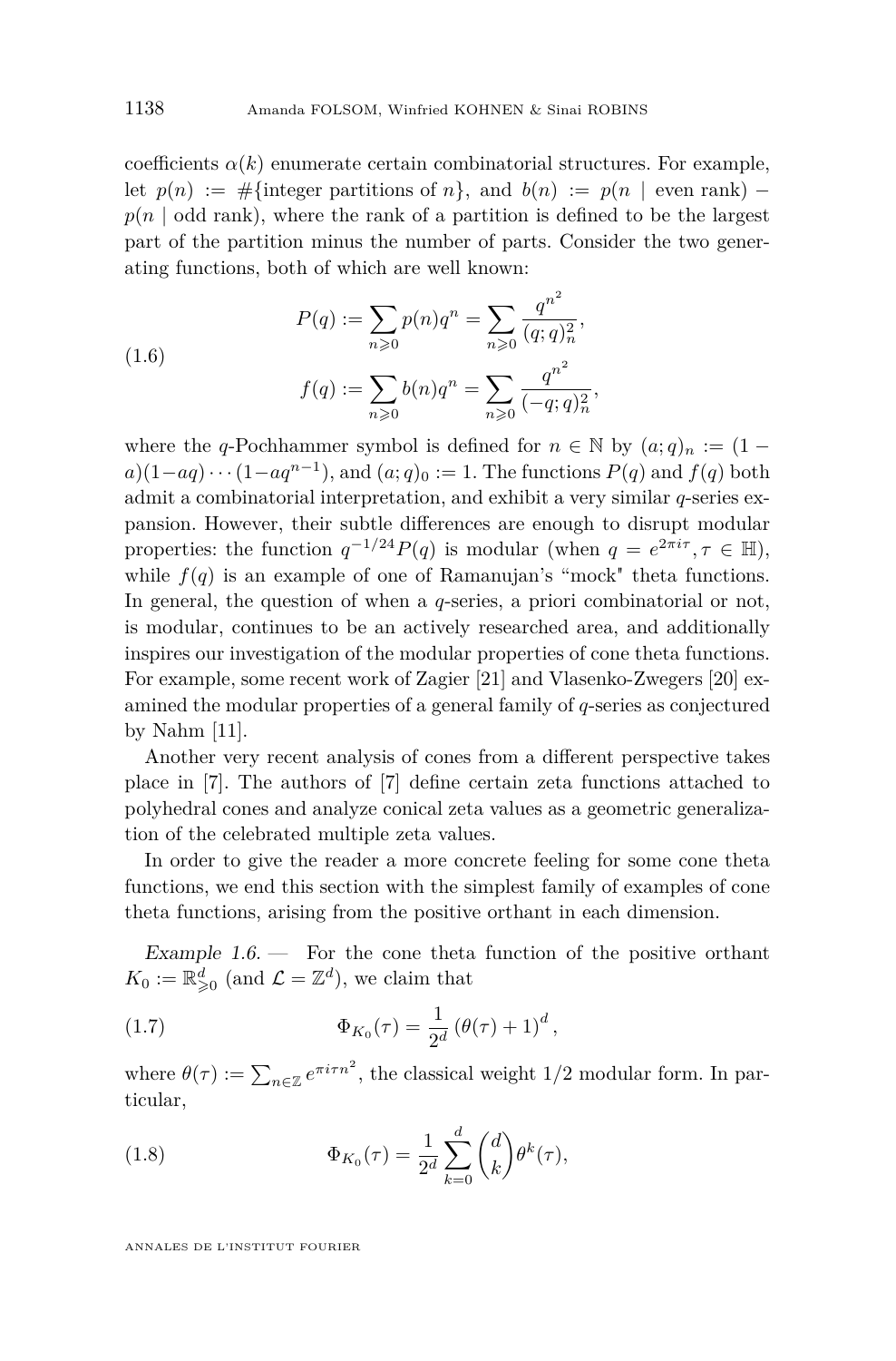coefficients $\alpha(k)$ enumerate certain combinatorial structures. For example, let $p(n) := \#\{\text{integer partitions of } n\}$, and $b(n) := p(n \mid \text{even rank}) - p(n \mid \text{odd rank})$, where the rank of a partition is defined to be the largest part of the partition minus the number of parts. Consider the two generating functions, both of which are well known:

$$
\begin{aligned}
P(q) &:= \sum_{n\geqslant 0} p(n)q^n = \sum_{n\geqslant 0} \frac{q^{n^2}}{(q;q)_n^2}, \\
f(q) &:= \sum_{n\geqslant 0} b(n)q^n = \sum_{n\geqslant 0} \frac{q^{n^2}}{(-q;q)_n^2},
\end{aligned}
\tag{1.6}
$$

where the $q$-Pochhammer symbol is defined for $n \in \mathbb{N}$ by $(a;q)_n := (1-a)(1-aq)\cdots(1-aq^{n-1})$, and $(a;q)_0 := 1$. The functions $P(q)$ and $f(q)$ both admit a combinatorial interpretation, and exhibit a very similar $q$-series expansion. However, their subtle differences are enough to disrupt modular properties: the function $q^{-1/24}P(q)$ is modular (when $q = e^{2\pi i\tau}, \tau \in \mathbb{H}$), while $f(q)$ is an example of one of Ramanujan's "mock" theta functions. In general, the question of when a $q$-series, a priori combinatorial or not, is modular, continues to be an actively researched area, and additionally inspires our investigation of the modular properties of cone theta functions. For example, some recent work of Zagier [21] and Vlasenko-Zwegers [20] examined the modular properties of a general family of $q$-series as conjectured by Nahm [11].

Another very recent analysis of cones from a different perspective takes place in [7]. The authors of [7] define certain zeta functions attached to polyhedral cones and analyze conical zeta values as a geometric generalization of the celebrated multiple zeta values.

In order to give the reader a more concrete feeling for some cone theta functions, we end this section with the simplest family of examples of cone theta functions, arising from the positive orthant in each dimension.

*Example 1.6.* — For the cone theta function of the positive orthant $K_0 := \mathbb{R}^d_{\geqslant 0}$ (and $\mathcal{L} = \mathbb{Z}^d$), we claim that

$$
\Phi_{K_0}(\tau) = \frac{1}{2^d}\left(\theta(\tau) + 1\right)^d, \tag{1.7}
$$

where $\theta(\tau) := \sum_{n\in\mathbb{Z}} e^{\pi i \tau n^2}$, the classical weight 1/2 modular form. In particular,

$$
\Phi_{K_0}(\tau) = \frac{1}{2^d}\sum_{k=0}^{d}\binom{d}{k}\theta^k(\tau), \tag{1.8}
$$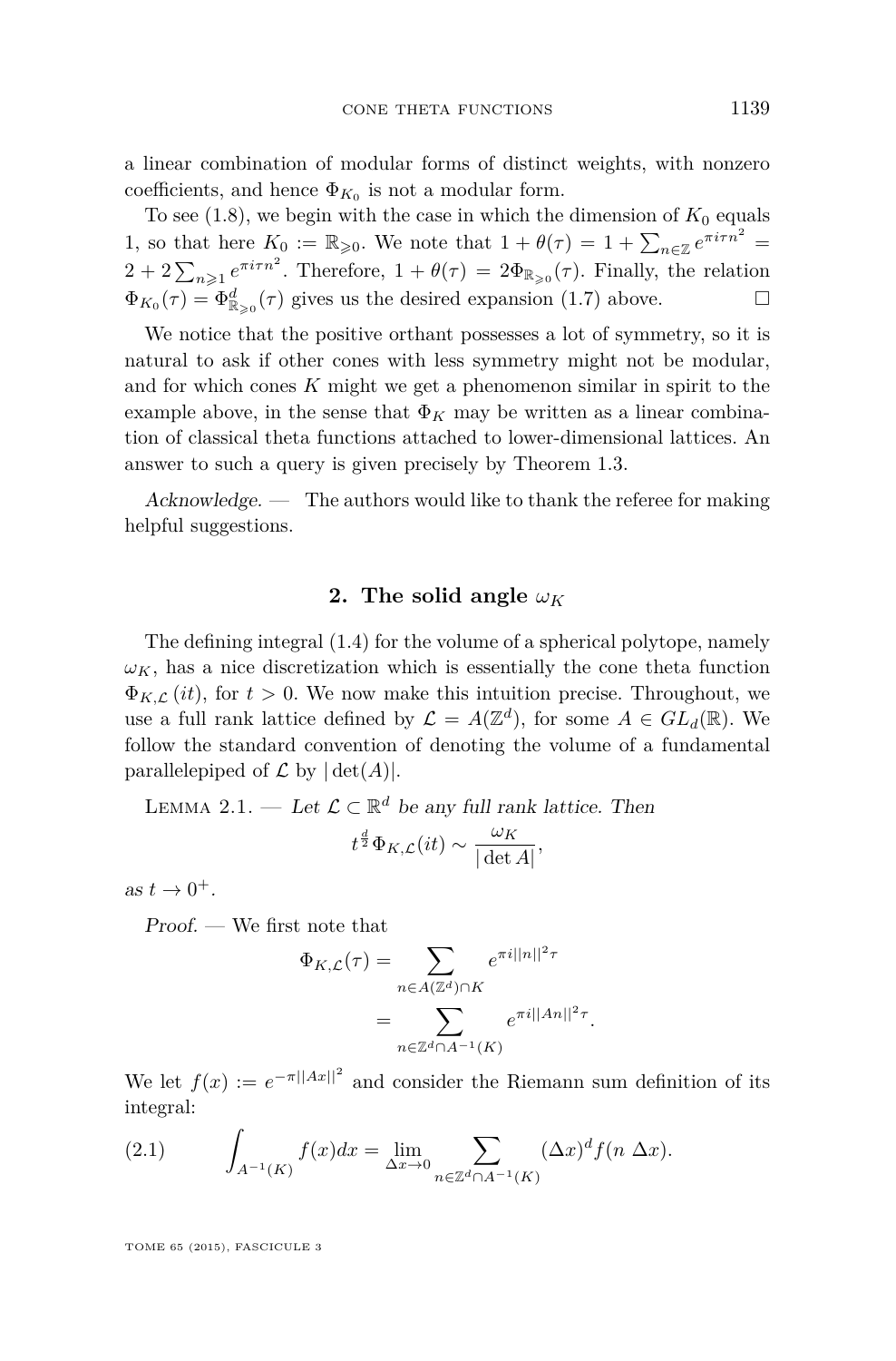a linear combination of modular forms of distinct weights, with nonzero coefficients, and hence $\Phi_{K_0}$ is not a modular form.

To see (1.8), we begin with the case in which the dimension of $K_0$ equals 1, so that here $K_0 := \mathbb{R}_{\geqslant 0}$. We note that $1 + \theta(\tau) = 1 + \sum_{n \in \mathbb{Z}} e^{\pi i \tau n^2} = 2 + 2\sum_{n \geqslant 1} e^{\pi i \tau n^2}$. Therefore, $1 + \theta(\tau) = 2\Phi_{\mathbb{R}_{\geqslant 0}}(\tau)$. Finally, the relation $\Phi_{K_0}(\tau) = \Phi^d_{\mathbb{R}_{\geqslant 0}}(\tau)$ gives us the desired expansion (1.7) above. $\square$

We notice that the positive orthant possesses a lot of symmetry, so it is natural to ask if other cones with less symmetry might not be modular, and for which cones $K$ might we get a phenomenon similar in spirit to the example above, in the sense that $\Phi_K$ may be written as a linear combination of classical theta functions attached to lower-dimensional lattices. An answer to such a query is given precisely by Theorem 1.3.

*Acknowledge.* — The authors would like to thank the referee for making helpful suggestions.

## 2. The solid angle $\omega_K$

The defining integral (1.4) for the volume of a spherical polytope, namely $\omega_K$, has a nice discretization which is essentially the cone theta function $\Phi_{K,\mathcal{L}}(it)$, for $t > 0$. We now make this intuition precise. Throughout, we use a full rank lattice defined by $\mathcal{L} = A(\mathbb{Z}^d)$, for some $A \in GL_d(\mathbb{R})$. We follow the standard convention of denoting the volume of a fundamental parallelepiped of $\mathcal{L}$ by $|\det(A)|$.

Lemma 2.1. — *Let $\mathcal{L} \subset \mathbb{R}^d$ be any full rank lattice. Then*

$$t^{\frac{d}{2}} \Phi_{K,\mathcal{L}}(it) \sim \frac{\omega_K}{|\det A|},$$

*as $t \to 0^+$.*

*Proof.* — We first note that

$$\begin{aligned}
\Phi_{K,\mathcal{L}}(\tau) &= \sum_{n \in A(\mathbb{Z}^d) \cap K} e^{\pi i ||n||^2 \tau} \\
&= \sum_{n \in \mathbb{Z}^d \cap A^{-1}(K)} e^{\pi i ||An||^2 \tau}.
\end{aligned}$$

We let $f(x) := e^{-\pi ||Ax||^2}$ and consider the Riemann sum definition of its integral:

$$\int_{A^{-1}(K)} f(x) dx = \lim_{\Delta x \to 0} \sum_{n \in \mathbb{Z}^d \cap A^{-1}(K)} (\Delta x)^d f(n\ \Delta x). \tag{2.1}$$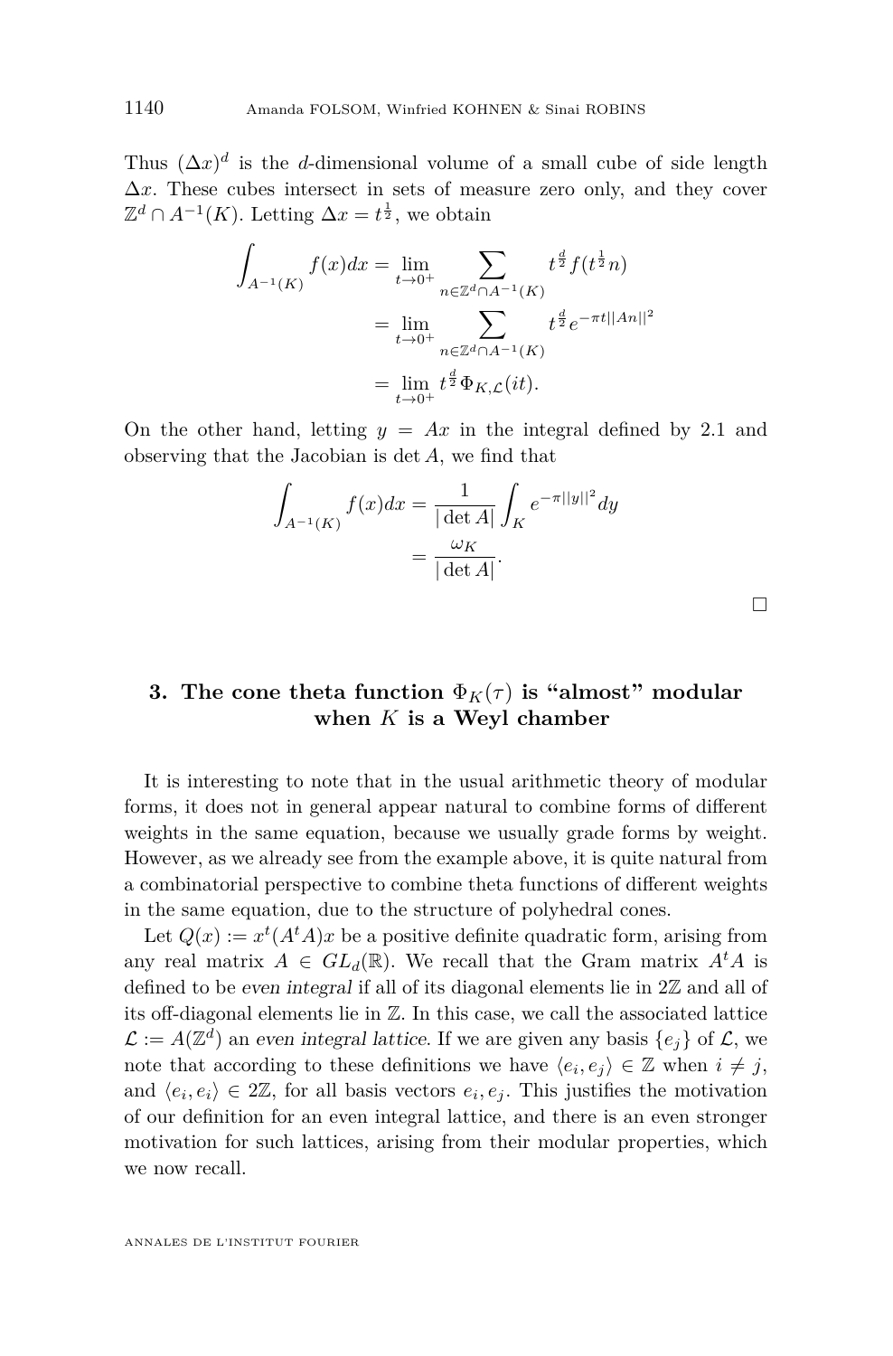Thus $(\Delta x)^d$ is the $d$-dimensional volume of a small cube of side length $\Delta x$. These cubes intersect in sets of measure zero only, and they cover $\mathbb{Z}^d \cap A^{-1}(K)$. Letting $\Delta x = t^{\frac{1}{2}}$, we obtain

$$
\begin{aligned}
\int_{A^{-1}(K)} f(x)dx &= \lim_{t\to 0^+} \sum_{n\in\mathbb{Z}^d\cap A^{-1}(K)} t^{\frac{d}{2}} f(t^{\frac{1}{2}}n) \\
&= \lim_{t\to 0^+} \sum_{n\in\mathbb{Z}^d\cap A^{-1}(K)} t^{\frac{d}{2}} e^{-\pi t||An||^2} \\
&= \lim_{t\to 0^+} t^{\frac{d}{2}} \Phi_{K,\mathcal{L}}(it).
\end{aligned}
$$

On the other hand, letting $y = Ax$ in the integral defined by 2.1 and observing that the Jacobian is $\det A$, we find that

$$
\begin{aligned}
\int_{A^{-1}(K)} f(x)dx &= \frac{1}{|\det A|} \int_K e^{-\pi||y||^2} dy \\
&= \frac{\omega_K}{|\det A|}.
\end{aligned}
$$

□

## 3. The cone theta function $\Phi_K(\tau)$ is "almost" modular when $K$ is a Weyl chamber

It is interesting to note that in the usual arithmetic theory of modular forms, it does not in general appear natural to combine forms of different weights in the same equation, because we usually grade forms by weight. However, as we already see from the example above, it is quite natural from a combinatorial perspective to combine theta functions of different weights in the same equation, due to the structure of polyhedral cones.

Let $Q(x) := x^t(A^tA)x$ be a positive definite quadratic form, arising from any real matrix $A \in GL_d(\mathbb{R})$. We recall that the Gram matrix $A^tA$ is defined to be *even integral* if all of its diagonal elements lie in $2\mathbb{Z}$ and all of its off-diagonal elements lie in $\mathbb{Z}$. In this case, we call the associated lattice $\mathcal{L} := A(\mathbb{Z}^d)$ an *even integral lattice*. If we are given any basis $\{e_j\}$ of $\mathcal{L}$, we note that according to these definitions we have $\langle e_i, e_j\rangle \in \mathbb{Z}$ when $i \neq j$, and $\langle e_i, e_i\rangle \in 2\mathbb{Z}$, for all basis vectors $e_i, e_j$. This justifies the motivation of our definition for an even integral lattice, and there is an even stronger motivation for such lattices, arising from their modular properties, which we now recall.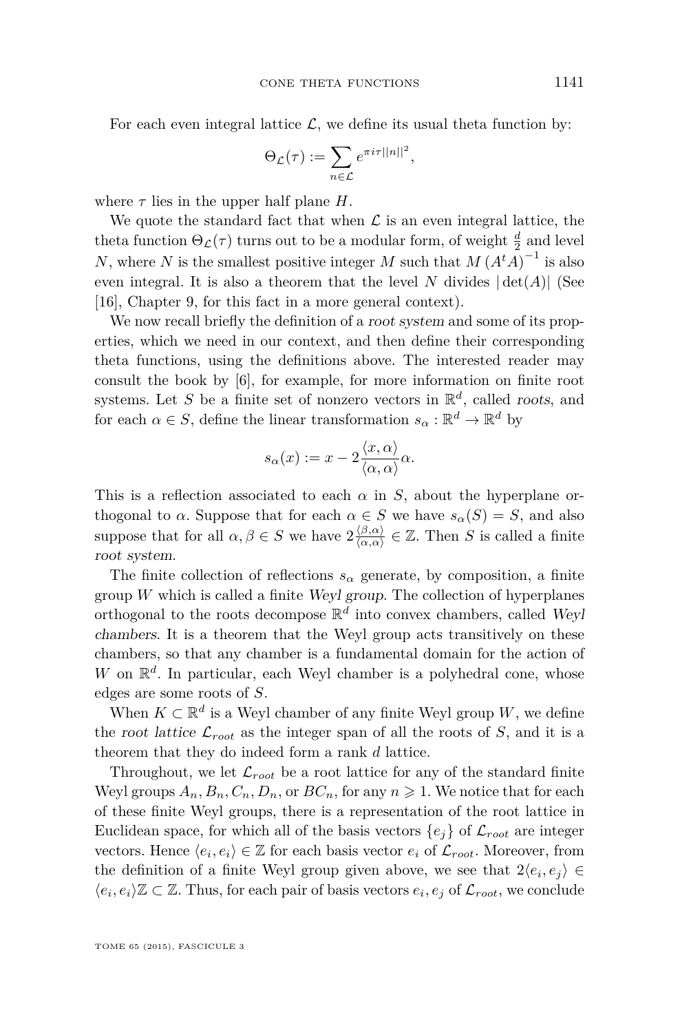For each even integral lattice $\mathcal{L}$, we define its usual theta function by:

$$\Theta_{\mathcal{L}}(\tau) := \sum_{n \in \mathcal{L}} e^{\pi i \tau ||n||^2},$$

where $\tau$ lies in the upper half plane $H$.

We quote the standard fact that when $\mathcal{L}$ is an even integral lattice, the theta function $\Theta_{\mathcal{L}}(\tau)$ turns out to be a modular form, of weight $\frac{d}{2}$ and level $N$, where $N$ is the smallest positive integer $M$ such that $M\left(A^t A\right)^{-1}$ is also even integral. It is also a theorem that the level $N$ divides $|\det(A)|$ (See [16], Chapter 9, for this fact in a more general context).

We now recall briefly the definition of a *root system* and some of its properties, which we need in our context, and then define their corresponding theta functions, using the definitions above. The interested reader may consult the book by [6], for example, for more information on finite root systems. Let $S$ be a finite set of nonzero vectors in $\mathbb{R}^d$, called *roots*, and for each $\alpha \in S$, define the linear transformation $s_\alpha : \mathbb{R}^d \to \mathbb{R}^d$ by

$$s_\alpha(x) := x - 2\frac{\langle x, \alpha\rangle}{\langle \alpha, \alpha\rangle}\alpha.$$

This is a reflection associated to each $\alpha$ in $S$, about the hyperplane orthogonal to $\alpha$. Suppose that for each $\alpha \in S$ we have $s_\alpha(S) = S$, and also suppose that for all $\alpha, \beta \in S$ we have $2\frac{\langle \beta, \alpha\rangle}{\langle \alpha, \alpha\rangle} \in \mathbb{Z}$. Then $S$ is called a finite *root system*.

The finite collection of reflections $s_\alpha$ generate, by composition, a finite group $W$ which is called a finite *Weyl group*. The collection of hyperplanes orthogonal to the roots decompose $\mathbb{R}^d$ into convex chambers, called *Weyl chambers*. It is a theorem that the Weyl group acts transitively on these chambers, so that any chamber is a fundamental domain for the action of $W$ on $\mathbb{R}^d$. In particular, each Weyl chamber is a polyhedral cone, whose edges are some roots of $S$.

When $K \subset \mathbb{R}^d$ is a Weyl chamber of any finite Weyl group $W$, we define the *root lattice* $\mathcal{L}_{root}$ as the integer span of all the roots of $S$, and it is a theorem that they do indeed form a rank $d$ lattice.

Throughout, we let $\mathcal{L}_{root}$ be a root lattice for any of the standard finite Weyl groups $A_n, B_n, C_n, D_n$, or $BC_n$, for any $n \geqslant 1$. We notice that for each of these finite Weyl groups, there is a representation of the root lattice in Euclidean space, for which all of the basis vectors $\{e_j\}$ of $\mathcal{L}_{root}$ are integer vectors. Hence $\langle e_i, e_i\rangle \in \mathbb{Z}$ for each basis vector $e_i$ of $\mathcal{L}_{root}$. Moreover, from the definition of a finite Weyl group given above, we see that $2\langle e_i, e_j\rangle \in \langle e_i, e_i\rangle\mathbb{Z} \subset \mathbb{Z}$. Thus, for each pair of basis vectors $e_i, e_j$ of $\mathcal{L}_{root}$, we conclude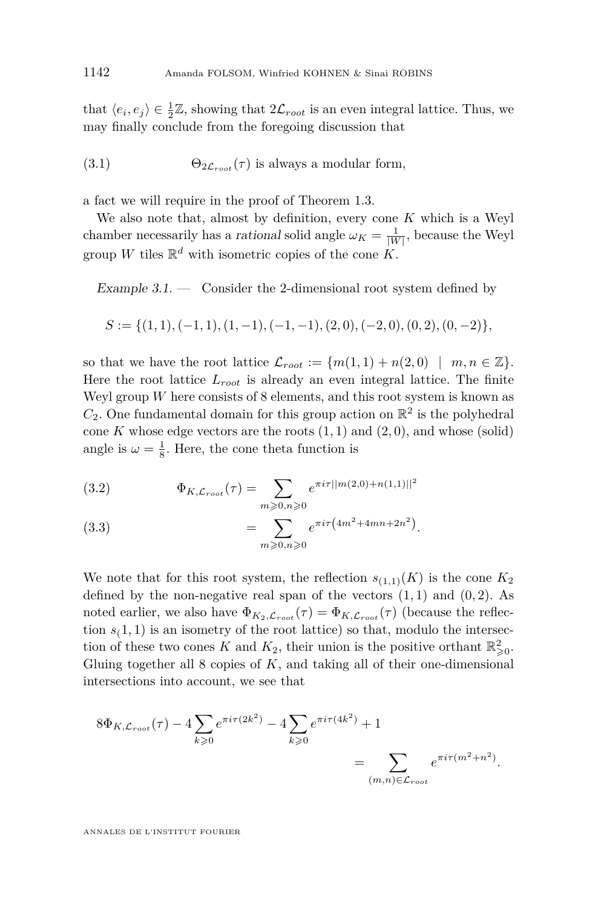that $\langle e_i, e_j \rangle \in \frac{1}{2}\mathbb{Z}$, showing that $2\mathcal{L}_{root}$ is an even integral lattice. Thus, we may finally conclude from the foregoing discussion that

$$\Theta_{2\mathcal{L}_{root}}(\tau) \text{ is always a modular form,} \tag{3.1}$$

a fact we will require in the proof of Theorem 1.3.

We also note that, almost by definition, every cone $K$ which is a Weyl chamber necessarily has a *rational* solid angle $\omega_K = \frac{1}{|W|}$, because the Weyl group $W$ tiles $\mathbb{R}^d$ with isometric copies of the cone $K$.

*Example 3.1.* — Consider the 2-dimensional root system defined by

$$S := \{(1,1), (-1,1), (1,-1), (-1,-1), (2,0), (-2,0), (0,2), (0,-2)\},$$

so that we have the root lattice $\mathcal{L}_{root} := \{m(1,1) + n(2,0) \mid m, n \in \mathbb{Z}\}$. Here the root lattice $L_{root}$ is already an even integral lattice. The finite Weyl group $W$ here consists of 8 elements, and this root system is known as $C_2$. One fundamental domain for this group action on $\mathbb{R}^2$ is the polyhedral cone $K$ whose edge vectors are the roots $(1,1)$ and $(2,0)$, and whose (solid) angle is $\omega = \frac{1}{8}$. Here, the cone theta function is

$$\Phi_{K,\mathcal{L}_{root}}(\tau) = \sum_{m \geqslant 0, n \geqslant 0} e^{\pi i \tau ||m(2,0)+n(1,1)||^2} \tag{3.2}$$

$$= \sum_{m \geqslant 0, n \geqslant 0} e^{\pi i \tau \left(4m^2+4mn+2n^2\right)}. \tag{3.3}$$

We note that for this root system, the reflection $s_{(1,1)}(K)$ is the cone $K_2$ defined by the non-negative real span of the vectors $(1,1)$ and $(0,2)$. As noted earlier, we also have $\Phi_{K_2,\mathcal{L}_{root}}(\tau) = \Phi_{K,\mathcal{L}_{root}}(\tau)$ (because the reflection $s_(1,1)$ is an isometry of the root lattice) so that, modulo the intersection of these two cones $K$ and $K_2$, their union is the positive orthant $\mathbb{R}^2_{\geqslant 0}$. Gluing together all 8 copies of $K$, and taking all of their one-dimensional intersections into account, we see that

$$8\Phi_{K,\mathcal{L}_{root}}(\tau) - 4\sum_{k \geqslant 0} e^{\pi i \tau (2k^2)} - 4\sum_{k \geqslant 0} e^{\pi i \tau (4k^2)} + 1 = \sum_{(m,n) \in \mathcal{L}_{root}} e^{\pi i \tau (m^2+n^2)}.$$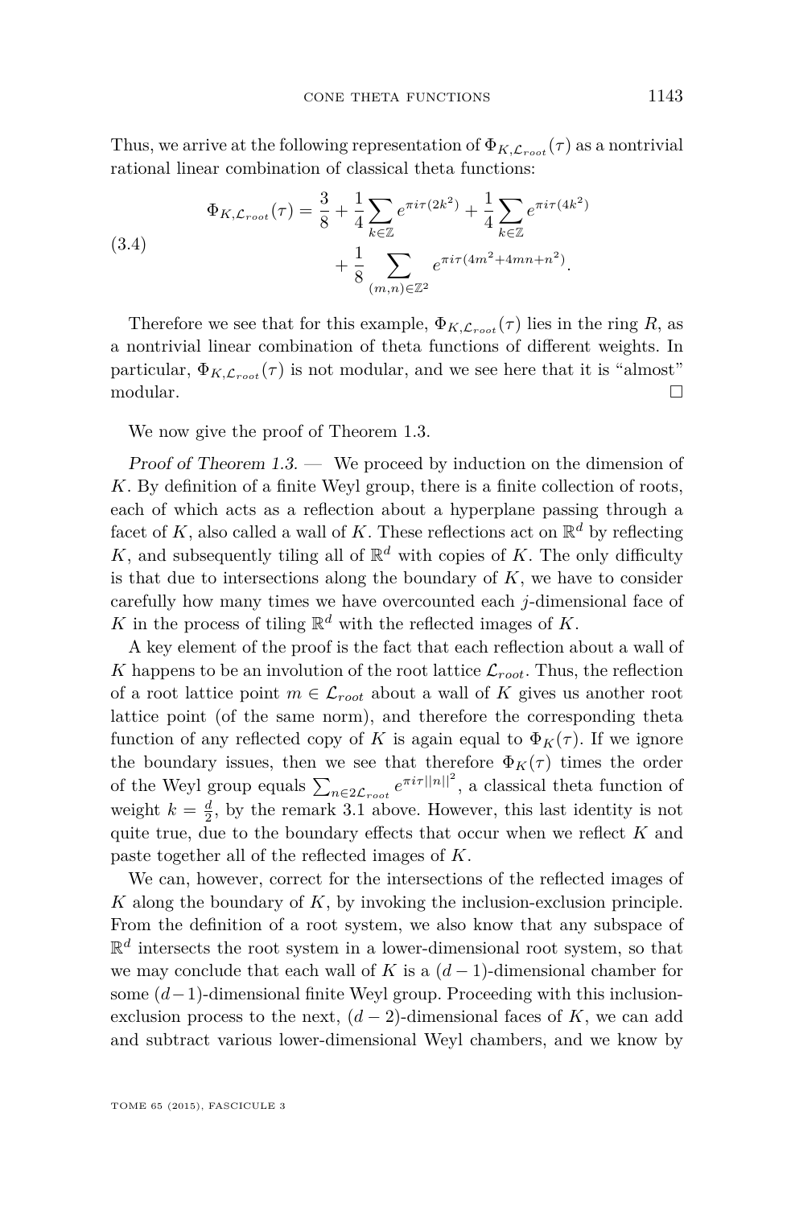Thus, we arrive at the following representation of $\Phi_{K,\mathcal{L}_{root}}(\tau)$ as a nontrivial rational linear combination of classical theta functions:

$$\Phi_{K,\mathcal{L}_{root}}(\tau) = \frac{3}{8} + \frac{1}{4}\sum_{k\in\mathbb{Z}} e^{\pi i\tau(2k^2)} + \frac{1}{4}\sum_{k\in\mathbb{Z}} e^{\pi i\tau(4k^2)} + \frac{1}{8}\sum_{(m,n)\in\mathbb{Z}^2} e^{\pi i\tau(4m^2+4mn+n^2)}. \tag{3.4}$$

Therefore we see that for this example, $\Phi_{K,\mathcal{L}_{root}}(\tau)$ lies in the ring $R$, as a nontrivial linear combination of theta functions of different weights. In particular, $\Phi_{K,\mathcal{L}_{root}}(\tau)$ is not modular, and we see here that it is "almost" modular. □

We now give the proof of Theorem 1.3.

*Proof of Theorem 1.3.* — We proceed by induction on the dimension of $K$. By definition of a finite Weyl group, there is a finite collection of roots, each of which acts as a reflection about a hyperplane passing through a facet of $K$, also called a wall of $K$. These reflections act on $\mathbb{R}^d$ by reflecting $K$, and subsequently tiling all of $\mathbb{R}^d$ with copies of $K$. The only difficulty is that due to intersections along the boundary of $K$, we have to consider carefully how many times we have overcounted each $j$-dimensional face of $K$ in the process of tiling $\mathbb{R}^d$ with the reflected images of $K$.

A key element of the proof is the fact that each reflection about a wall of $K$ happens to be an involution of the root lattice $\mathcal{L}_{root}$. Thus, the reflection of a root lattice point $m \in \mathcal{L}_{root}$ about a wall of $K$ gives us another root lattice point (of the same norm), and therefore the corresponding theta function of any reflected copy of $K$ is again equal to $\Phi_K(\tau)$. If we ignore the boundary issues, then we see that therefore $\Phi_K(\tau)$ times the order of the Weyl group equals $\sum_{n\in 2\mathcal{L}_{root}} e^{\pi i\tau||n||^2}$, a classical theta function of weight $k = \frac{d}{2}$, by the remark 3.1 above. However, this last identity is not quite true, due to the boundary effects that occur when we reflect $K$ and paste together all of the reflected images of $K$.

We can, however, correct for the intersections of the reflected images of $K$ along the boundary of $K$, by invoking the inclusion-exclusion principle. From the definition of a root system, we also know that any subspace of $\mathbb{R}^d$ intersects the root system in a lower-dimensional root system, so that we may conclude that each wall of $K$ is a $(d-1)$-dimensional chamber for some $(d-1)$-dimensional finite Weyl group. Proceeding with this inclusion-exclusion process to the next, $(d-2)$-dimensional faces of $K$, we can add and subtract various lower-dimensional Weyl chambers, and we know by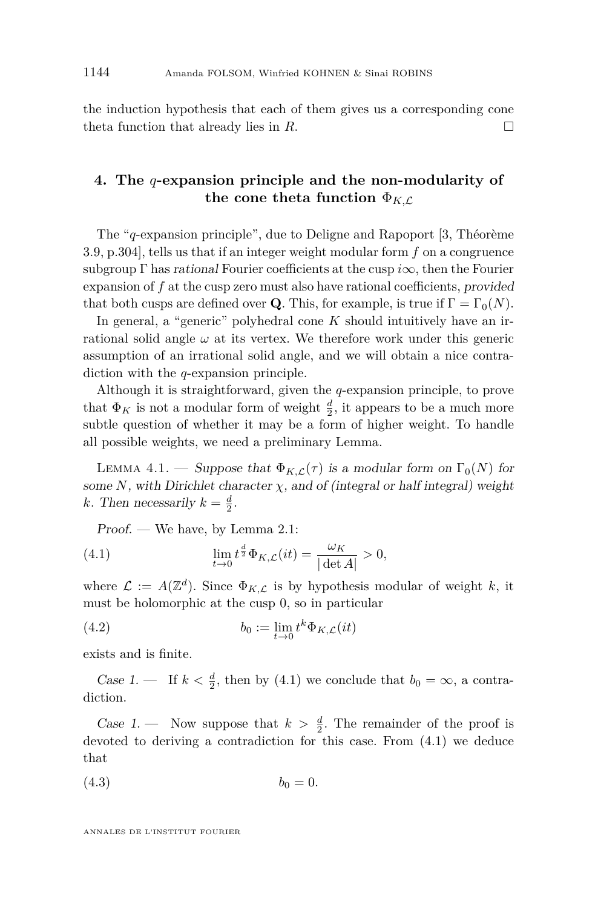the induction hypothesis that each of them gives us a corresponding cone theta function that already lies in $R$. $\square$

## 4. The $q$-expansion principle and the non-modularity of the cone theta function $\Phi_{K,\mathcal{L}}$

The "$q$-expansion principle", due to Deligne and Rapoport [3, Théorème 3.9, p.304], tells us that if an integer weight modular form $f$ on a congruence subgroup $\Gamma$ has *rational* Fourier coefficients at the cusp $i\infty$, then the Fourier expansion of $f$ at the cusp zero must also have rational coefficients, *provided* that both cusps are defined over $\mathbf{Q}$. This, for example, is true if $\Gamma = \Gamma_0(N)$.

In general, a "generic" polyhedral cone $K$ should intuitively have an irrational solid angle $\omega$ at its vertex. We therefore work under this generic assumption of an irrational solid angle, and we will obtain a nice contradiction with the $q$-expansion principle.

Although it is straightforward, given the $q$-expansion principle, to prove that $\Phi_K$ is not a modular form of weight $\frac{d}{2}$, it appears to be a much more subtle question of whether it may be a form of higher weight. To handle all possible weights, we need a preliminary Lemma.

Lemma 4.1. — *Suppose that $\Phi_{K,\mathcal{L}}(\tau)$ is a modular form on $\Gamma_0(N)$ for some $N$, with Dirichlet character $\chi$, and of (integral or half integral) weight $k$. Then necessarily $k = \frac{d}{2}$.*

*Proof.* — We have, by Lemma 2.1:

$$\lim_{t\to 0} t^{\frac{d}{2}} \Phi_{K,\mathcal{L}}(it) = \frac{\omega_K}{|\det A|} > 0, \tag{4.1}$$

where $\mathcal{L} := A(\mathbb{Z}^d)$. Since $\Phi_{K,\mathcal{L}}$ is by hypothesis modular of weight $k$, it must be holomorphic at the cusp 0, so in particular

$$b_0 := \lim_{t\to 0} t^k \Phi_{K,\mathcal{L}}(it) \tag{4.2}$$

exists and is finite.

*Case 1.* — If $k < \frac{d}{2}$, then by (4.1) we conclude that $b_0 = \infty$, a contradiction.

*Case 1.* — Now suppose that $k > \frac{d}{2}$. The remainder of the proof is devoted to deriving a contradiction for this case. From (4.1) we deduce that

$$b_0 = 0. \tag{4.3}$$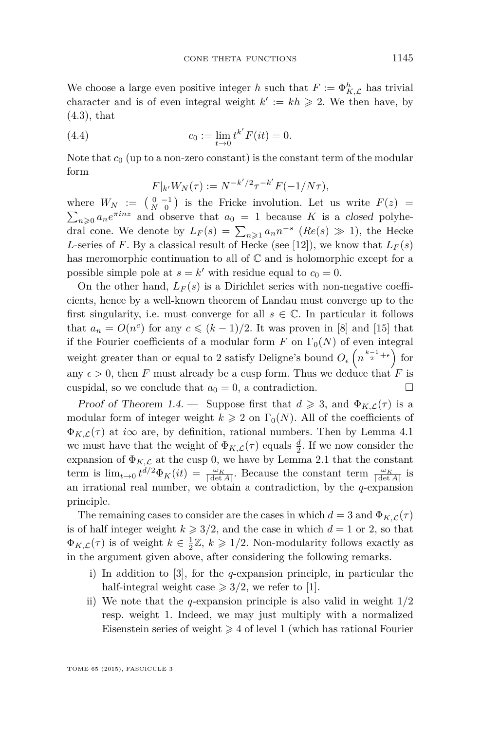We choose a large even positive integer $h$ such that $F := \Phi_{K,\mathcal{L}}^h$ has trivial character and is of even integral weight $k' := kh \geqslant 2$. We then have, by (4.3), that

$$c_0 := \lim_{t\to 0} t^{k'} F(it) = 0. \tag{4.4}$$

Note that $c_0$ (up to a non-zero constant) is the constant term of the modular form

$$F|_{k'} W_N(\tau) := N^{-k'/2} \tau^{-k'} F(-1/N\tau),$$

where $W_N := \left(\begin{smallmatrix} 0 & -1 \\ N & 0 \end{smallmatrix}\right)$ is the Fricke involution. Let us write $F(z) = \sum_{n\geqslant 0} a_n e^{\pi i n z}$ and observe that $a_0 = 1$ because $K$ is a *closed* polyhedral cone. We denote by $L_F(s) = \sum_{n\geqslant 1} a_n n^{-s}$ $(Re(s) \gg 1)$, the Hecke $L$-series of $F$. By a classical result of Hecke (see [12]), we know that $L_F(s)$ has meromorphic continuation to all of $\mathbb{C}$ and is holomorphic except for a possible simple pole at $s = k'$ with residue equal to $c_0 = 0$.

On the other hand, $L_F(s)$ is a Dirichlet series with non-negative coefficients, hence by a well-known theorem of Landau must converge up to the first singularity, i.e. must converge for all $s \in \mathbb{C}$. In particular it follows that $a_n = O(n^c)$ for any $c \leqslant (k-1)/2$. It was proven in [8] and [15] that if the Fourier coefficients of a modular form $F$ on $\Gamma_0(N)$ of even integral weight greater than or equal to 2 satisfy Deligne's bound $O_\epsilon\left(n^{\frac{k-1}{2}+\epsilon}\right)$ for any $\epsilon > 0$, then $F$ must already be a cusp form. Thus we deduce that $F$ is cuspidal, so we conclude that $a_0 = 0$, a contradiction. □

*Proof of Theorem 1.4.* — Suppose first that $d \geqslant 3$, and $\Phi_{K,\mathcal{L}}(\tau)$ is a modular form of integer weight $k \geqslant 2$ on $\Gamma_0(N)$. All of the coefficients of $\Phi_{K,\mathcal{L}}(\tau)$ at $i\infty$ are, by definition, rational numbers. Then by Lemma 4.1 we must have that the weight of $\Phi_{K,\mathcal{L}}(\tau)$ equals $\frac{d}{2}$. If we now consider the expansion of $\Phi_{K,\mathcal{L}}$ at the cusp 0, we have by Lemma 2.1 that the constant term is $\lim_{t\to 0} t^{d/2} \Phi_K(it) = \frac{\omega_K}{|\det A|}$. Because the constant term $\frac{\omega_K}{|\det A|}$ is an irrational real number, we obtain a contradiction, by the $q$-expansion principle.

The remaining cases to consider are the cases in which $d = 3$ and $\Phi_{K,\mathcal{L}}(\tau)$ is of half integer weight $k \geqslant 3/2$, and the case in which $d = 1$ or 2, so that $\Phi_{K,\mathcal{L}}(\tau)$ is of weight $k \in \frac{1}{2}\mathbb{Z}$, $k \geqslant 1/2$. Non-modularity follows exactly as in the argument given above, after considering the following remarks.

i) In addition to [3], for the $q$-expansion principle, in particular the half-integral weight case $\geqslant 3/2$, we refer to [1].

ii) We note that the $q$-expansion principle is also valid in weight $1/2$ resp. weight 1. Indeed, we may just multiply with a normalized Eisenstein series of weight $\geqslant 4$ of level 1 (which has rational Fourier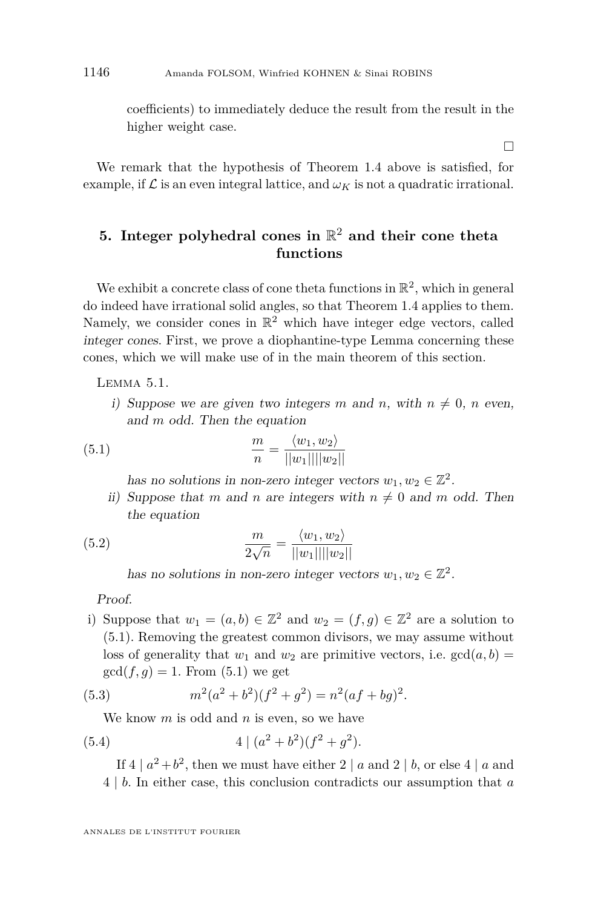coefficients) to immediately deduce the result from the result in the higher weight case.

□

We remark that the hypothesis of Theorem 1.4 above is satisfied, for example, if $\mathcal{L}$ is an even integral lattice, and $\omega_K$ is not a quadratic irrational.

## 5. Integer polyhedral cones in $\mathbb{R}^2$ and their cone theta functions

We exhibit a concrete class of cone theta functions in $\mathbb{R}^2$, which in general do indeed have irrational solid angles, so that Theorem 1.4 applies to them. Namely, we consider cones in $\mathbb{R}^2$ which have integer edge vectors, called *integer cones*. First, we prove a diophantine-type Lemma concerning these cones, which we will make use of in the main theorem of this section.

Lemma 5.1.

i) *Suppose we are given two integers $m$ and $n$, with $n \neq 0$, $n$ even, and $m$ odd. Then the equation*

$$\frac{m}{n} = \frac{\langle w_1, w_2 \rangle}{||w_1||||w_2||} \tag{5.1}$$

*has no solutions in non-zero integer vectors $w_1, w_2 \in \mathbb{Z}^2$.*

ii) *Suppose that $m$ and $n$ are integers with $n \neq 0$ and $m$ odd. Then the equation*

$$\frac{m}{2\sqrt{n}} = \frac{\langle w_1, w_2 \rangle}{||w_1||||w_2||} \tag{5.2}$$

*has no solutions in non-zero integer vectors $w_1, w_2 \in \mathbb{Z}^2$.*

*Proof.*

i) Suppose that $w_1 = (a, b) \in \mathbb{Z}^2$ and $w_2 = (f, g) \in \mathbb{Z}^2$ are a solution to (5.1). Removing the greatest common divisors, we may assume without loss of generality that $w_1$ and $w_2$ are primitive vectors, i.e. $\gcd(a, b) = \gcd(f, g) = 1$. From (5.1) we get

$$m^2(a^2 + b^2)(f^2 + g^2) = n^2(af + bg)^2. \tag{5.3}$$

We know $m$ is odd and $n$ is even, so we have

$$4 \mid (a^2 + b^2)(f^2 + g^2). \tag{5.4}$$

If $4 \mid a^2 + b^2$, then we must have either $2 \mid a$ and $2 \mid b$, or else $4 \mid a$ and $4 \mid b$. In either case, this conclusion contradicts our assumption that $a$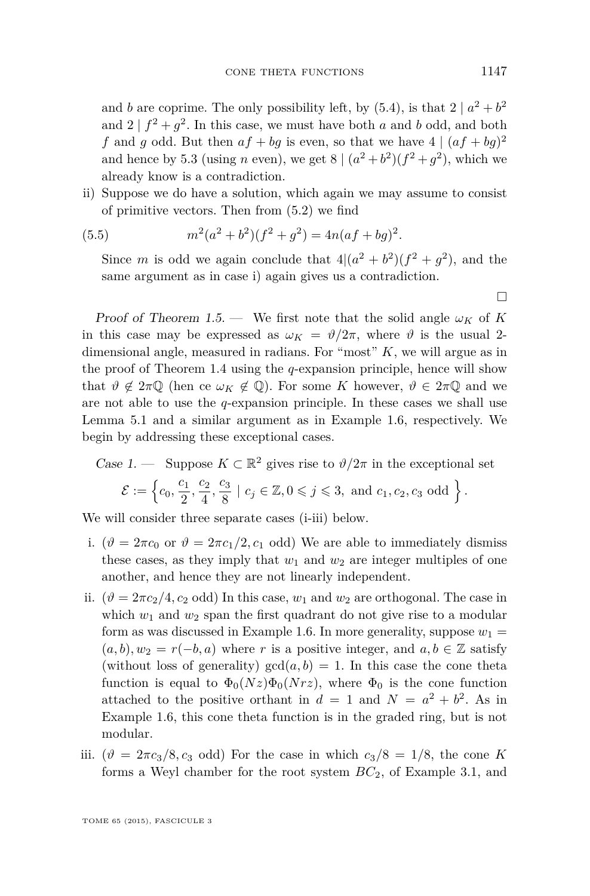and $b$ are coprime. The only possibility left, by (5.4), is that $2 \mid a^2+b^2$ and $2 \mid f^2+g^2$. In this case, we must have both $a$ and $b$ odd, and both $f$ and $g$ odd. But then $af+bg$ is even, so that we have $4 \mid (af+bg)^2$ and hence by 5.3 (using $n$ even), we get $8 \mid (a^2+b^2)(f^2+g^2)$, which we already know is a contradiction.

ii) Suppose we do have a solution, which again we may assume to consist of primitive vectors. Then from (5.2) we find

$$m^2(a^2+b^2)(f^2+g^2) = 4n(af+bg)^2. \tag{5.5}$$

Since $m$ is odd we again conclude that $4|(a^2+b^2)(f^2+g^2)$, and the same argument as in case i) again gives us a contradiction.

□

*Proof of Theorem 1.5.* — We first note that the solid angle $\omega_K$ of $K$ in this case may be expressed as $\omega_K = \vartheta/2\pi$, where $\vartheta$ is the usual 2-dimensional angle, measured in radians. For "most" $K$, we will argue as in the proof of Theorem 1.4 using the $q$-expansion principle, hence will show that $\vartheta \notin 2\pi\mathbb{Q}$ (hen ce $\omega_K \notin \mathbb{Q}$). For some $K$ however, $\vartheta \in 2\pi\mathbb{Q}$ and we are not able to use the $q$-expansion principle. In these cases we shall use Lemma 5.1 and a similar argument as in Example 1.6, respectively. We begin by addressing these exceptional cases.

*Case 1.* — Suppose $K \subset \mathbb{R}^2$ gives rise to $\vartheta/2\pi$ in the exceptional set

$$\mathcal{E} := \left\{ c_0, \frac{c_1}{2}, \frac{c_2}{4}, \frac{c_3}{8} \mid c_j \in \mathbb{Z}, 0 \leqslant j \leqslant 3, \text{ and } c_1, c_2, c_3 \text{ odd} \right\}.$$

We will consider three separate cases (i-iii) below.

i. ($\vartheta = 2\pi c_0$ or $\vartheta = 2\pi c_1/2, c_1$ odd) We are able to immediately dismiss these cases, as they imply that $w_1$ and $w_2$ are integer multiples of one another, and hence they are not linearly independent.

ii. ($\vartheta = 2\pi c_2/4, c_2$ odd) In this case, $w_1$ and $w_2$ are orthogonal. The case in which $w_1$ and $w_2$ span the first quadrant do not give rise to a modular form as was discussed in Example 1.6. In more generality, suppose $w_1 = (a,b), w_2 = r(-b,a)$ where $r$ is a positive integer, and $a,b \in \mathbb{Z}$ satisfy (without loss of generality) $\gcd(a,b) = 1$. In this case the cone theta function is equal to $\Phi_0(Nz)\Phi_0(Nrz)$, where $\Phi_0$ is the cone function attached to the positive orthant in $d = 1$ and $N = a^2+b^2$. As in Example 1.6, this cone theta function is in the graded ring, but is not modular.

iii. ($\vartheta = 2\pi c_3/8, c_3$ odd) For the case in which $c_3/8 = 1/8$, the cone $K$ forms a Weyl chamber for the root system $BC_2$, of Example 3.1, and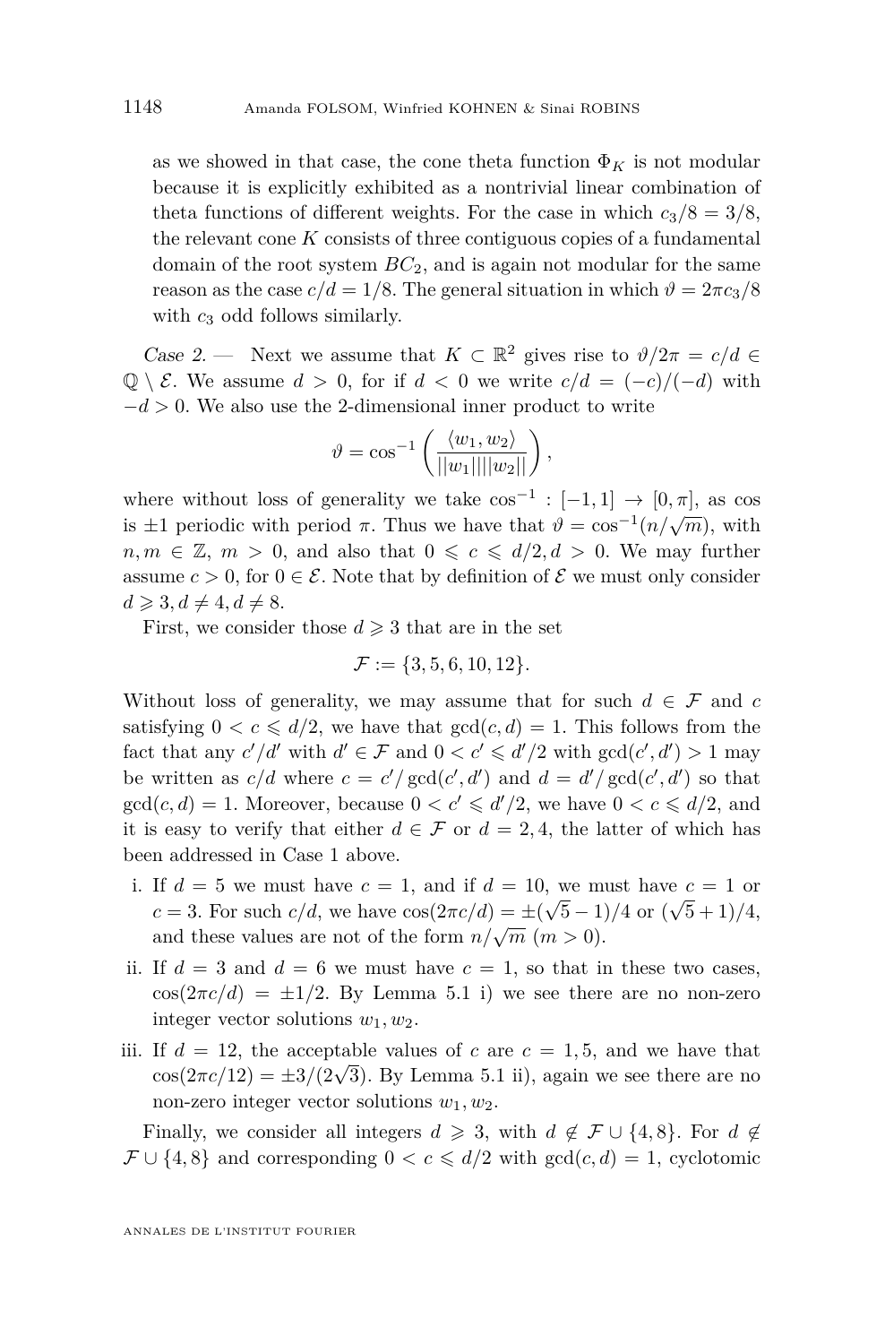as we showed in that case, the cone theta function $\Phi_K$ is not modular because it is explicitly exhibited as a nontrivial linear combination of theta functions of different weights. For the case in which $c_3/8 = 3/8$, the relevant cone $K$ consists of three contiguous copies of a fundamental domain of the root system $BC_2$, and is again not modular for the same reason as the case $c/d = 1/8$. The general situation in which $\vartheta = 2\pi c_3/8$ with $c_3$ odd follows similarly.

*Case 2.* — Next we assume that $K \subset \mathbb{R}^2$ gives rise to $\vartheta/2\pi = c/d \in \mathbb{Q} \setminus \mathcal{E}$. We assume $d > 0$, for if $d < 0$ we write $c/d = (-c)/(-d)$ with $-d > 0$. We also use the 2-dimensional inner product to write

$$\vartheta = \cos^{-1}\left(\frac{\langle w_1, w_2\rangle}{||w_1||||w_2||}\right),$$

where without loss of generality we take $\cos^{-1} : [-1, 1] \to [0, \pi]$, as cos is $\pm 1$ periodic with period $\pi$. Thus we have that $\vartheta = \cos^{-1}(n/\sqrt{m})$, with $n, m \in \mathbb{Z}$, $m > 0$, and also that $0 \leqslant c \leqslant d/2, d > 0$. We may further assume $c > 0$, for $0 \in \mathcal{E}$. Note that by definition of $\mathcal{E}$ we must only consider $d \geqslant 3, d \neq 4, d \neq 8$.

First, we consider those $d \geqslant 3$ that are in the set

$$\mathcal{F} := \{3, 5, 6, 10, 12\}.$$

Without loss of generality, we may assume that for such $d \in \mathcal{F}$ and $c$ satisfying $0 < c \leqslant d/2$, we have that $\gcd(c, d) = 1$. This follows from the fact that any $c'/d'$ with $d' \in \mathcal{F}$ and $0 < c' \leqslant d'/2$ with $\gcd(c', d') > 1$ may be written as $c/d$ where $c = c'/\gcd(c', d')$ and $d = d'/\gcd(c', d')$ so that $\gcd(c, d) = 1$. Moreover, because $0 < c' \leqslant d'/2$, we have $0 < c \leqslant d/2$, and it is easy to verify that either $d \in \mathcal{F}$ or $d = 2, 4$, the latter of which has been addressed in Case 1 above.

i. If $d = 5$ we must have $c = 1$, and if $d = 10$, we must have $c = 1$ or $c = 3$. For such $c/d$, we have $\cos(2\pi c/d) = \pm(\sqrt{5} - 1)/4$ or $(\sqrt{5} + 1)/4$, and these values are not of the form $n/\sqrt{m}$ $(m > 0)$.
ii. If $d = 3$ and $d = 6$ we must have $c = 1$, so that in these two cases, $\cos(2\pi c/d) = \pm 1/2$. By Lemma 5.1 i) we see there are no non-zero integer vector solutions $w_1, w_2$.
iii. If $d = 12$, the acceptable values of $c$ are $c = 1, 5$, and we have that $\cos(2\pi c/12) = \pm 3/(2\sqrt{3})$. By Lemma 5.1 ii), again we see there are no non-zero integer vector solutions $w_1, w_2$.

Finally, we consider all integers $d \geqslant 3$, with $d \notin \mathcal{F} \cup \{4, 8\}$. For $d \notin \mathcal{F} \cup \{4, 8\}$ and corresponding $0 < c \leqslant d/2$ with $\gcd(c, d) = 1$, cyclotomic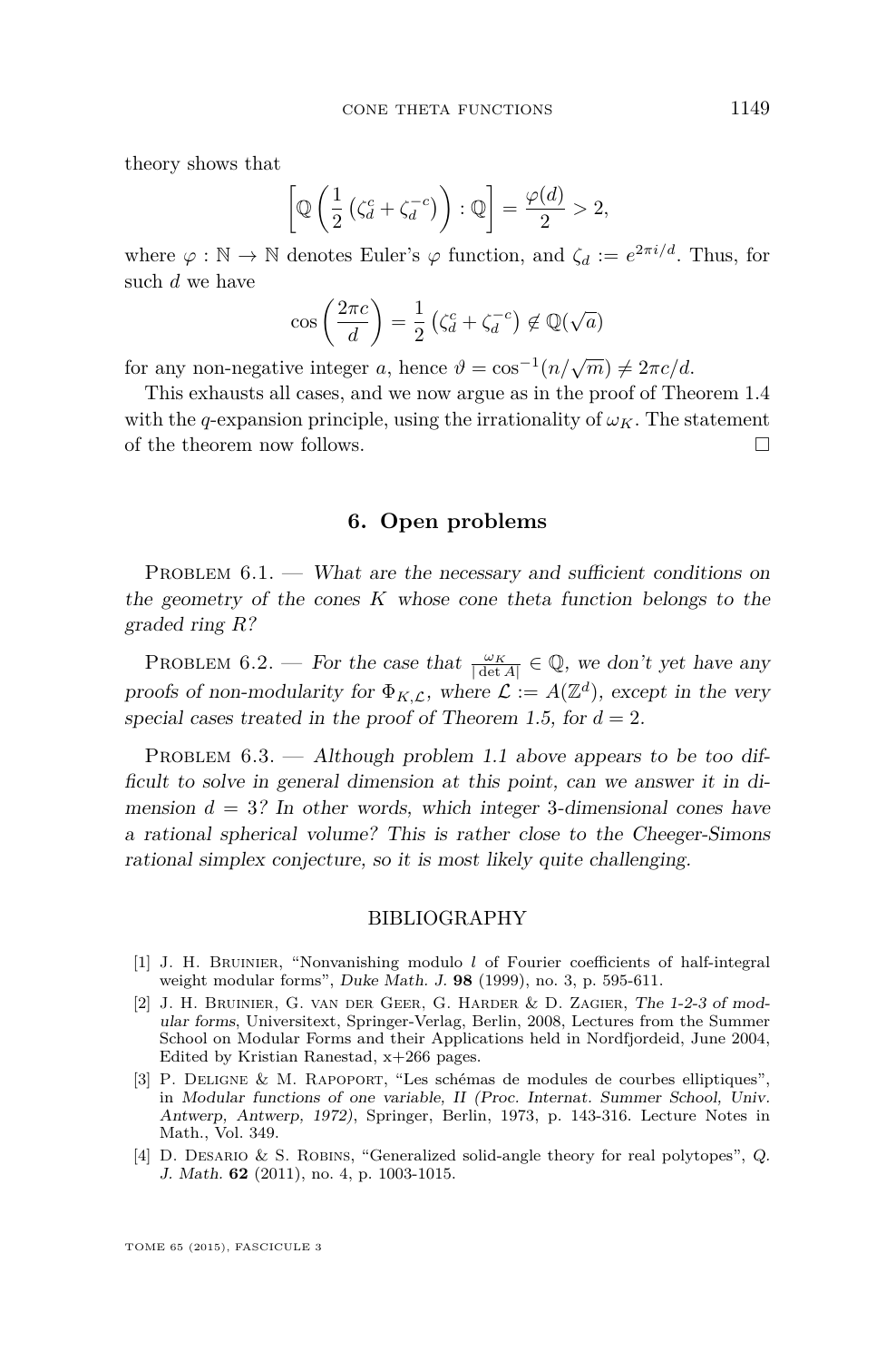theory shows that

$$\left[\mathbb{Q}\left(\frac{1}{2}\left(\zeta_d^c + \zeta_d^{-c}\right)\right) : \mathbb{Q}\right] = \frac{\varphi(d)}{2} > 2,$$

where $\varphi : \mathbb{N} \to \mathbb{N}$ denotes Euler's $\varphi$ function, and $\zeta_d := e^{2\pi i/d}$. Thus, for such $d$ we have

$$\cos\left(\frac{2\pi c}{d}\right) = \frac{1}{2}\left(\zeta_d^c + \zeta_d^{-c}\right) \notin \mathbb{Q}(\sqrt{a})$$

for any non-negative integer $a$, hence $\vartheta = \cos^{-1}(n/\sqrt{m}) \neq 2\pi c/d$.

This exhausts all cases, and we now argue as in the proof of Theorem 1.4 with the $q$-expansion principle, using the irrationality of $\omega_K$. The statement of the theorem now follows. □

## 6. Open problems

Problem 6.1. — *What are the necessary and sufficient conditions on the geometry of the cones $K$ whose cone theta function belongs to the graded ring $R$?*

Problem 6.2. — *For the case that $\frac{\omega_K}{|\det A|} \in \mathbb{Q}$, we don't yet have any proofs of non-modularity for $\Phi_{K,\mathcal{L}}$, where $\mathcal{L} := A(\mathbb{Z}^d)$, except in the very special cases treated in the proof of Theorem 1.5, for $d = 2$.*

Problem 6.3. — *Although problem 1.1 above appears to be too difficult to solve in general dimension at this point, can we answer it in dimension $d = 3$? In other words, which integer 3-dimensional cones have a rational spherical volume? This is rather close to the Cheeger-Simons rational simplex conjecture, so it is most likely quite challenging.*

## BIBLIOGRAPHY

[1] J. H. Bruinier, "Nonvanishing modulo $l$ of Fourier coefficients of half-integral weight modular forms", *Duke Math. J.* **98** (1999), no. 3, p. 595-611.

[2] J. H. Bruinier, G. van der Geer, G. Harder & D. Zagier, *The 1-2-3 of modular forms*, Universitext, Springer-Verlag, Berlin, 2008, Lectures from the Summer School on Modular Forms and their Applications held in Nordfjordeid, June 2004, Edited by Kristian Ranestad, x+266 pages.

[3] P. Deligne & M. Rapoport, "Les schémas de modules de courbes elliptiques", in *Modular functions of one variable, II (Proc. Internat. Summer School, Univ. Antwerp, Antwerp, 1972)*, Springer, Berlin, 1973, p. 143-316. Lecture Notes in Math., Vol. 349.

[4] D. Desario & S. Robins, "Generalized solid-angle theory for real polytopes", *Q. J. Math.* **62** (2011), no. 4, p. 1003-1015.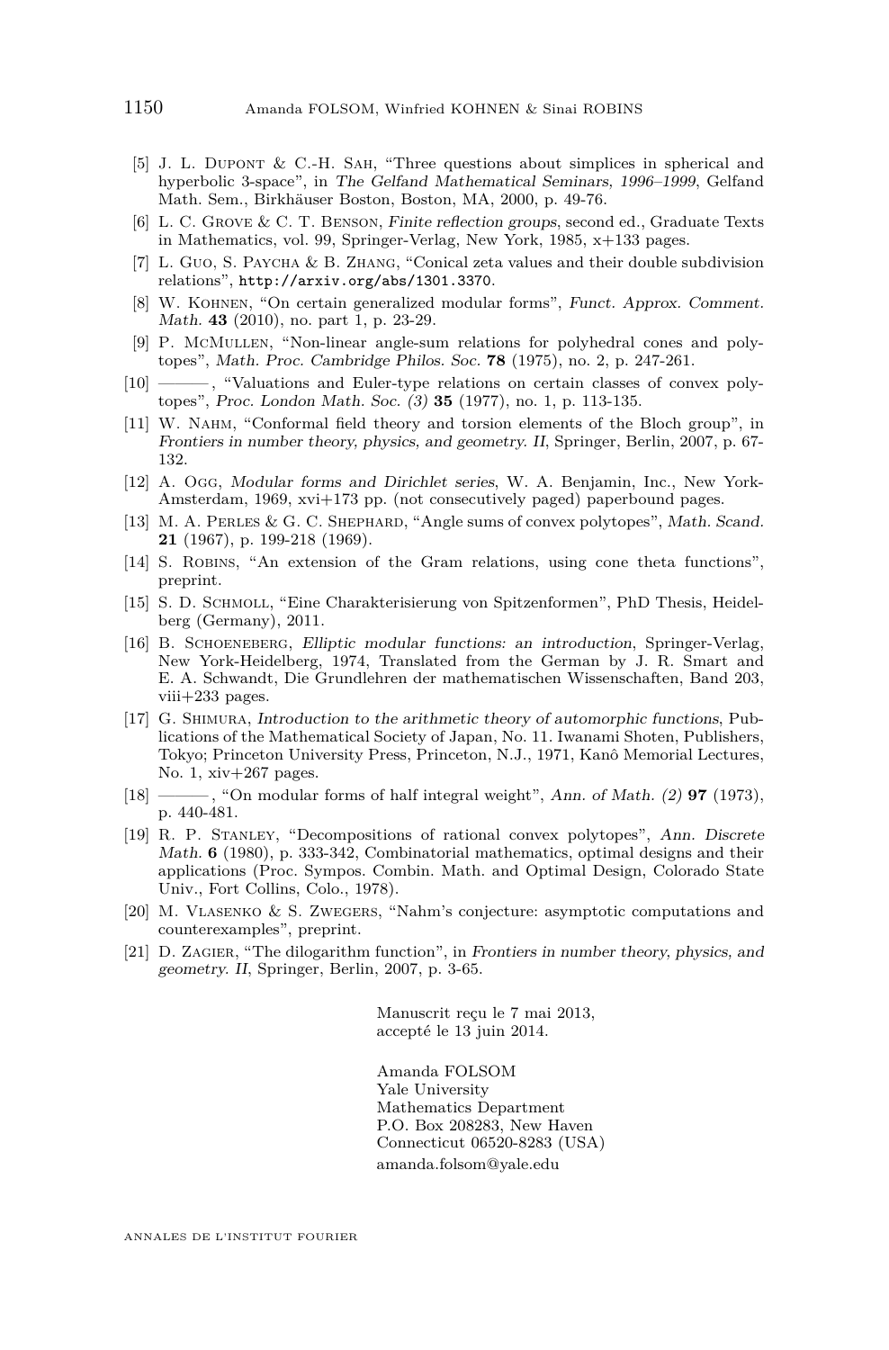[5] J. L. Dupont & C.-H. Sah, "Three questions about simplices in spherical and hyperbolic 3-space", in *The Gelfand Mathematical Seminars, 1996–1999*, Gelfand Math. Sem., Birkhäuser Boston, Boston, MA, 2000, p. 49-76.

[6] L. C. Grove & C. T. Benson, *Finite reflection groups*, second ed., Graduate Texts in Mathematics, vol. 99, Springer-Verlag, New York, 1985, x+133 pages.

[7] L. Guo, S. Paycha & B. Zhang, "Conical zeta values and their double subdivision relations", http://arxiv.org/abs/1301.3370.

[8] W. Kohnen, "On certain generalized modular forms", *Funct. Approx. Comment. Math.* **43** (2010), no. part 1, p. 23-29.

[9] P. McMullen, "Non-linear angle-sum relations for polyhedral cones and polytopes", *Math. Proc. Cambridge Philos. Soc.* **78** (1975), no. 2, p. 247-261.

[10] ———, "Valuations and Euler-type relations on certain classes of convex polytopes", *Proc. London Math. Soc. (3)* **35** (1977), no. 1, p. 113-135.

[11] W. Nahm, "Conformal field theory and torsion elements of the Bloch group", in *Frontiers in number theory, physics, and geometry. II*, Springer, Berlin, 2007, p. 67-132.

[12] A. Ogg, *Modular forms and Dirichlet series*, W. A. Benjamin, Inc., New York-Amsterdam, 1969, xvi+173 pp. (not consecutively paged) paperbound pages.

[13] M. A. Perles & G. C. Shephard, "Angle sums of convex polytopes", *Math. Scand.* **21** (1967), p. 199-218 (1969).

[14] S. Robins, "An extension of the Gram relations, using cone theta functions", preprint.

[15] S. D. Schmoll, "Eine Charakterisierung von Spitzenformen", PhD Thesis, Heidelberg (Germany), 2011.

[16] B. Schoeneberg, *Elliptic modular functions: an introduction*, Springer-Verlag, New York-Heidelberg, 1974, Translated from the German by J. R. Smart and E. A. Schwandt, Die Grundlehren der mathematischen Wissenschaften, Band 203, viii+233 pages.

[17] G. Shimura, *Introduction to the arithmetic theory of automorphic functions*, Publications of the Mathematical Society of Japan, No. 11. Iwanami Shoten, Publishers, Tokyo; Princeton University Press, Princeton, N.J., 1971, Kanô Memorial Lectures, No. 1, xiv+267 pages.

[18] ———, "On modular forms of half integral weight", *Ann. of Math. (2)* **97** (1973), p. 440-481.

[19] R. P. Stanley, "Decompositions of rational convex polytopes", *Ann. Discrete Math.* **6** (1980), p. 333-342, Combinatorial mathematics, optimal designs and their applications (Proc. Sympos. Combin. Math. and Optimal Design, Colorado State Univ., Fort Collins, Colo., 1978).

[20] M. Vlasenko & S. Zwegers, "Nahm's conjecture: asymptotic computations and counterexamples", preprint.

[21] D. Zagier, "The dilogarithm function", in *Frontiers in number theory, physics, and geometry. II*, Springer, Berlin, 2007, p. 3-65.

Manuscrit reçu le 7 mai 2013,
accepté le 13 juin 2014.

Amanda FOLSOM
Yale University
Mathematics Department
P.O. Box 208283, New Haven
Connecticut 06520-8283 (USA)
amanda.folsom@yale.edu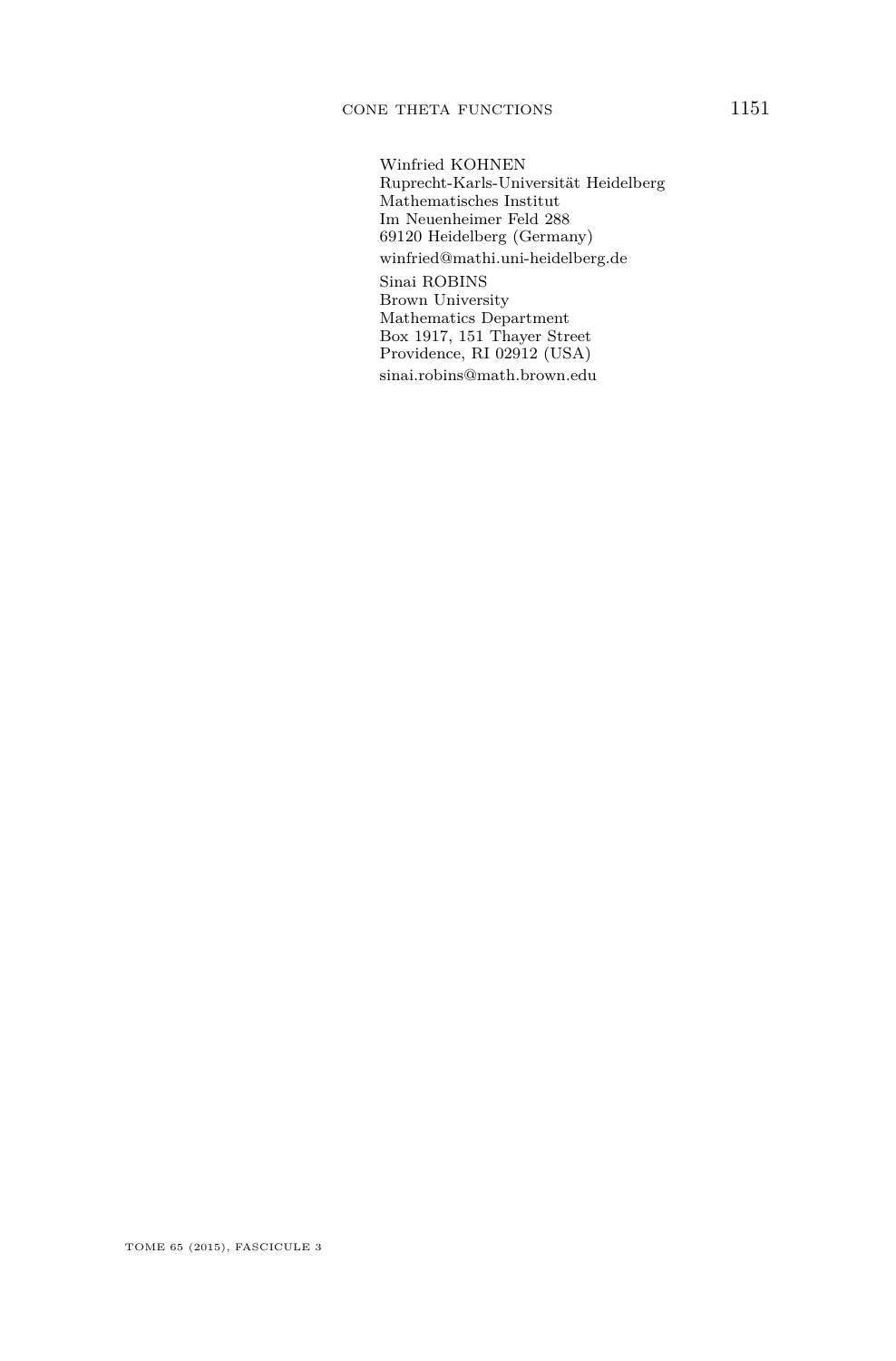Winfried KOHNEN
Ruprecht-Karls-Universität Heidelberg
Mathematisches Institut
Im Neuenheimer Feld 288
69120 Heidelberg (Germany)
winfried@mathi.uni-heidelberg.de

Sinai ROBINS
Brown University
Mathematics Department
Box 1917, 151 Thayer Street
Providence, RI 02912 (USA)
sinai.robins@math.brown.edu